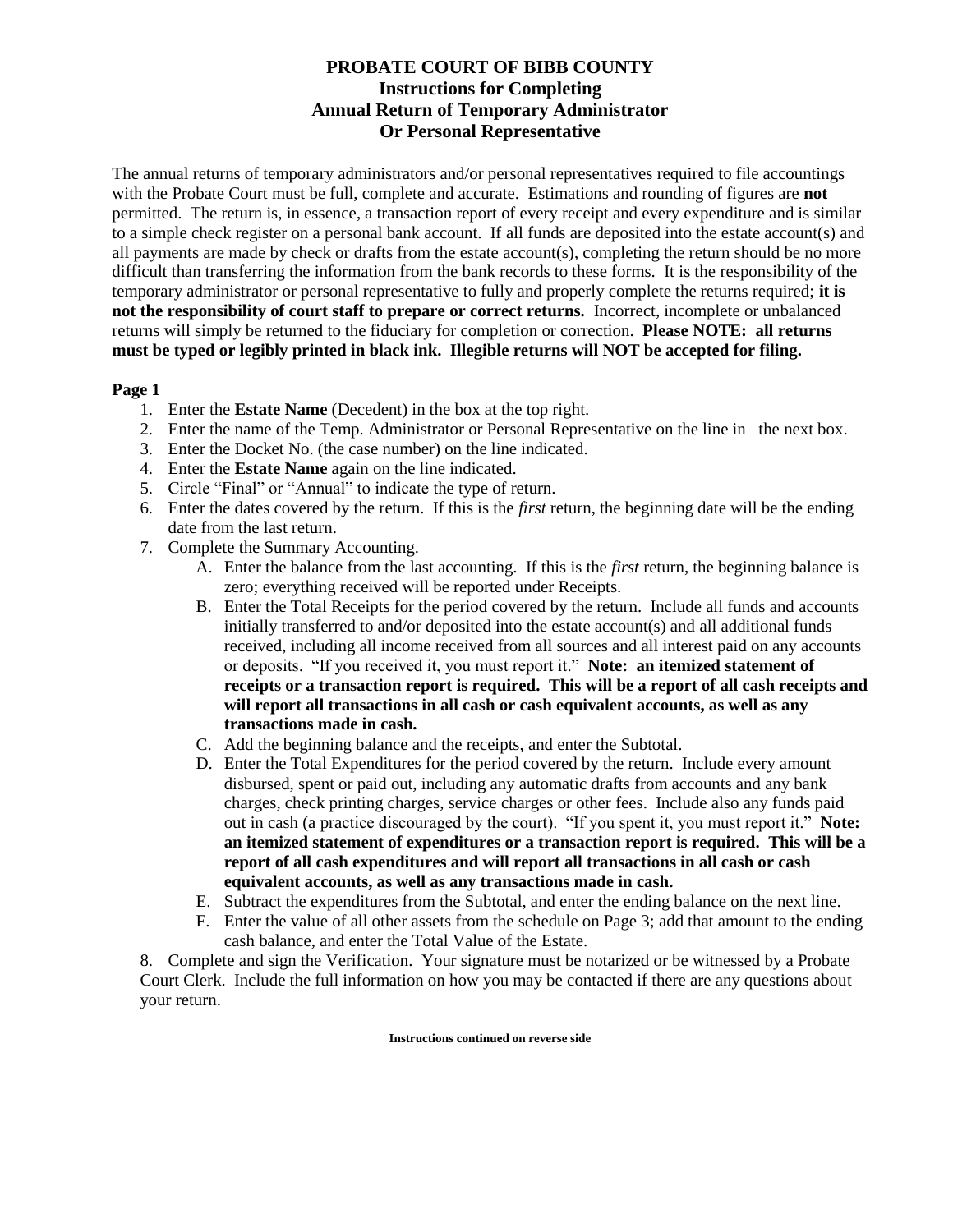# PROBATE COURT OF BIBB COUNTY
## Instructions for Completing
## Annual Return of Temporary Administrator
## Or Personal Representative

The annual returns of temporary administrators and/or personal representatives required to file accountings with the Probate Court must be full, complete and accurate. Estimations and rounding of figures are **not** permitted. The return is, in essence, a transaction report of every receipt and every expenditure and is similar to a simple check register on a personal bank account. If all funds are deposited into the estate account(s) and all payments are made by check or drafts from the estate account(s), completing the return should be no more difficult than transferring the information from the bank records to these forms. It is the responsibility of the temporary administrator or personal representative to fully and properly complete the returns required; **it is not the responsibility of court staff to prepare or correct returns.** Incorrect, incomplete or unbalanced returns will simply be returned to the fiduciary for completion or correction. **Please NOTE: all returns must be typed or legibly printed in black ink. Illegible returns will NOT be accepted for filing.**

**Page 1**

1. Enter the **Estate Name** (Decedent) in the box at the top right.
2. Enter the name of the Temp. Administrator or Personal Representative on the line in the next box.
3. Enter the Docket No. (the case number) on the line indicated.
4. Enter the **Estate Name** again on the line indicated.
5. Circle "Final" or "Annual" to indicate the type of return.
6. Enter the dates covered by the return. If this is the *first* return, the beginning date will be the ending date from the last return.
7. Complete the Summary Accounting.
   - A. Enter the balance from the last accounting. If this is the *first* return, the beginning balance is zero; everything received will be reported under Receipts.
   - B. Enter the Total Receipts for the period covered by the return. Include all funds and accounts initially transferred to and/or deposited into the estate account(s) and all additional funds received, including all income received from all sources and all interest paid on any accounts or deposits. "If you received it, you must report it." **Note: an itemized statement of receipts or a transaction report is required. This will be a report of all cash receipts and will report all transactions in all cash or cash equivalent accounts, as well as any transactions made in cash.**
   - C. Add the beginning balance and the receipts, and enter the Subtotal.
   - D. Enter the Total Expenditures for the period covered by the return. Include every amount disbursed, spent or paid out, including any automatic drafts from accounts and any bank charges, check printing charges, service charges or other fees. Include also any funds paid out in cash (a practice discouraged by the court). "If you spent it, you must report it." **Note: an itemized statement of expenditures or a transaction report is required. This will be a report of all cash expenditures and will report all transactions in all cash or cash equivalent accounts, as well as any transactions made in cash.**
   - E. Subtract the expenditures from the Subtotal, and enter the ending balance on the next line.
   - F. Enter the value of all other assets from the schedule on Page 3; add that amount to the ending cash balance, and enter the Total Value of the Estate.

8. Complete and sign the Verification. Your signature must be notarized or be witnessed by a Probate Court Clerk. Include the full information on how you may be contacted if there are any questions about your return.

**Instructions continued on reverse side**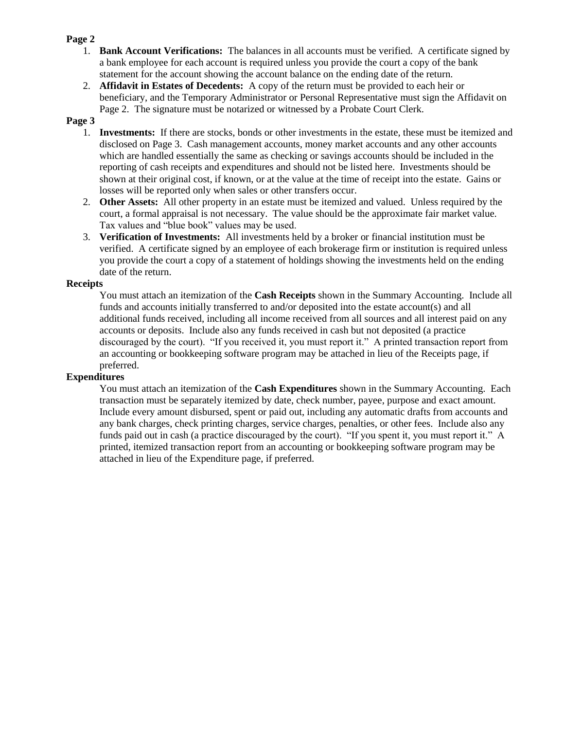**Page 2**

1. **Bank Account Verifications:** The balances in all accounts must be verified. A certificate signed by a bank employee for each account is required unless you provide the court a copy of the bank statement for the account showing the account balance on the ending date of the return.
2. **Affidavit in Estates of Decedents:** A copy of the return must be provided to each heir or beneficiary, and the Temporary Administrator or Personal Representative must sign the Affidavit on Page 2. The signature must be notarized or witnessed by a Probate Court Clerk.

**Page 3**

1. **Investments:** If there are stocks, bonds or other investments in the estate, these must be itemized and disclosed on Page 3. Cash management accounts, money market accounts and any other accounts which are handled essentially the same as checking or savings accounts should be included in the reporting of cash receipts and expenditures and should not be listed here. Investments should be shown at their original cost, if known, or at the value at the time of receipt into the estate. Gains or losses will be reported only when sales or other transfers occur.
2. **Other Assets:** All other property in an estate must be itemized and valued. Unless required by the court, a formal appraisal is not necessary. The value should be the approximate fair market value. Tax values and "blue book" values may be used.
3. **Verification of Investments:** All investments held by a broker or financial institution must be verified. A certificate signed by an employee of each brokerage firm or institution is required unless you provide the court a copy of a statement of holdings showing the investments held on the ending date of the return.

**Receipts**

You must attach an itemization of the **Cash Receipts** shown in the Summary Accounting. Include all funds and accounts initially transferred to and/or deposited into the estate account(s) and all additional funds received, including all income received from all sources and all interest paid on any accounts or deposits. Include also any funds received in cash but not deposited (a practice discouraged by the court). "If you received it, you must report it." A printed transaction report from an accounting or bookkeeping software program may be attached in lieu of the Receipts page, if preferred.

**Expenditures**

You must attach an itemization of the **Cash Expenditures** shown in the Summary Accounting. Each transaction must be separately itemized by date, check number, payee, purpose and exact amount. Include every amount disbursed, spent or paid out, including any automatic drafts from accounts and any bank charges, check printing charges, service charges, penalties, or other fees. Include also any funds paid out in cash (a practice discouraged by the court). "If you spent it, you must report it." A printed, itemized transaction report from an accounting or bookkeeping software program may be attached in lieu of the Expenditure page, if preferred.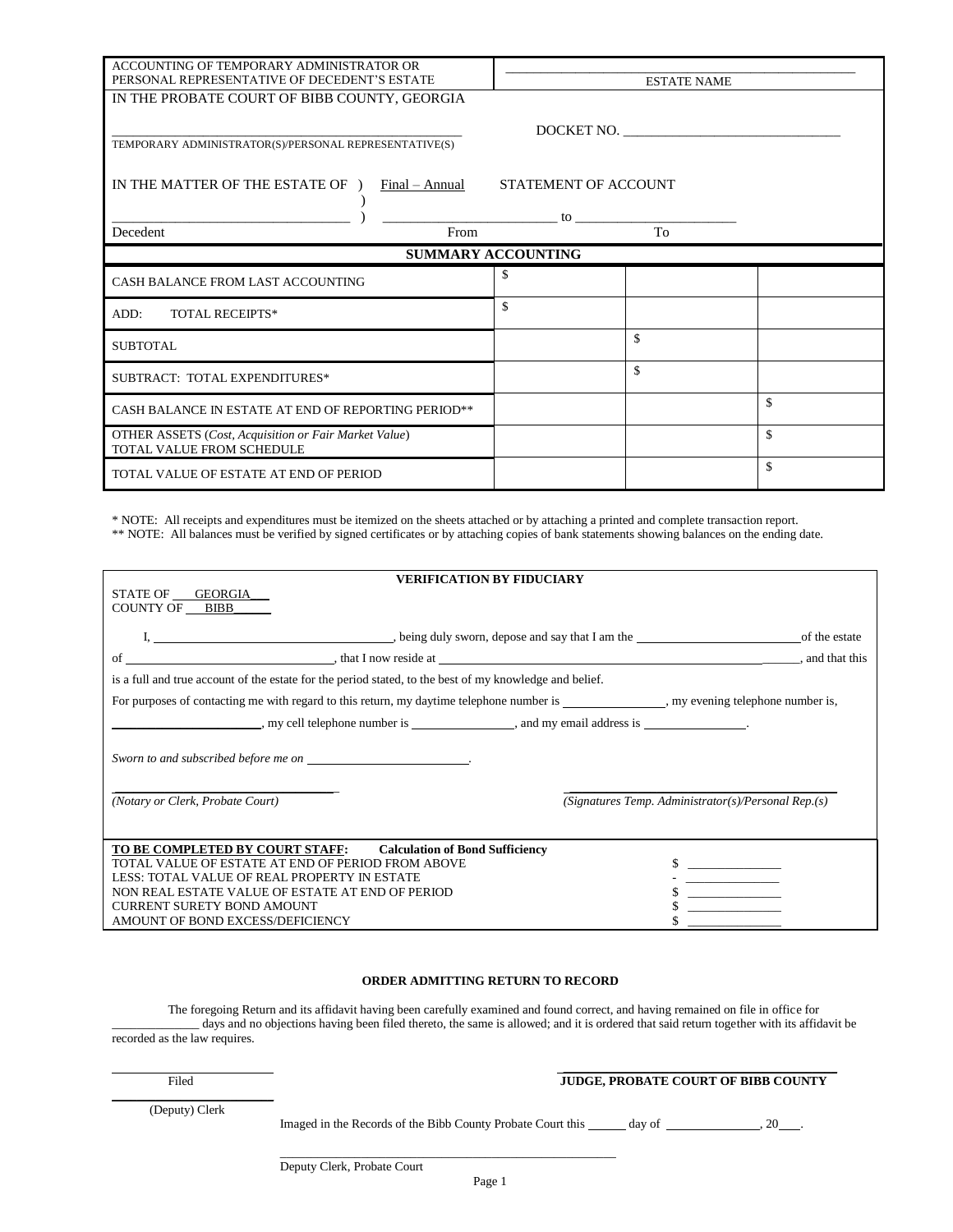| ACCOUNTING OF TEMPORARY ADMINISTRATOR OR PERSONAL REPRESENTATIVE OF DECEDENT'S ESTATE | _______________ ESTATE NAME |
|---|---|

IN THE PROBATE COURT OF BIBB COUNTY, GEORGIA

_______________________________________
TEMPORARY ADMINISTRATOR(S)/PERSONAL REPRESENTATIVE(S)

DOCKET NO. _______________________________

IN THE MATTER OF THE ESTATE OF ) Final – Annual STATEMENT OF ACCOUNT

_______________________________ ) _______________________ to _______________________

Decedent From To

## SUMMARY ACCOUNTING

| | | | |
|---|---|---|---|
| CASH BALANCE FROM LAST ACCOUNTING | $ | | |
| ADD: TOTAL RECEIPTS* | $ | | |
| SUBTOTAL | | $ | |
| SUBTRACT: TOTAL EXPENDITURES* | | $ | |
| CASH BALANCE IN ESTATE AT END OF REPORTING PERIOD** | | | $ |
| OTHER ASSETS (*Cost, Acquisition or Fair Market Value*) TOTAL VALUE FROM SCHEDULE | | | $ |
| TOTAL VALUE OF ESTATE AT END OF PERIOD | | | $ |

\* NOTE: All receipts and expenditures must be itemized on the sheets attached or by attaching a printed and complete transaction report.
\** NOTE: All balances must be verified by signed certificates or by attaching copies of bank statements showing balances on the ending date.

**VERIFICATION BY FIDUCIARY**

STATE OF GEORGIA
COUNTY OF BIBB

I, ______________________, being duly sworn, depose and say that I am the ______________________ of the estate of ______________________, that I now reside at ______________________, and that this is a full and true account of the estate for the period stated, to the best of my knowledge and belief.

For purposes of contacting me with regard to this return, my daytime telephone number is ______________, my evening telephone number is, ______________________, my cell telephone number is ______________, and my email address is ______________.

*Sworn to and subscribed before me on* ______________________.

_______________________________
*(Notary or Clerk, Probate Court)*

_______________________________
*(Signatures Temp. Administrator(s)/Personal Rep.(s)*

**TO BE COMPLETED BY COURT STAFF:** **Calculation of Bond Sufficiency**

| | |
|---|---|
| TOTAL VALUE OF ESTATE AT END OF PERIOD FROM ABOVE | $ ______________ |
| LESS: TOTAL VALUE OF REAL PROPERTY IN ESTATE | - ______________ |
| NON REAL ESTATE VALUE OF ESTATE AT END OF PERIOD | $ ______________ |
| CURRENT SURETY BOND AMOUNT | $ ______________ |
| AMOUNT OF BOND EXCESS/DEFICIENCY | $ ______________ |

**ORDER ADMITTING RETURN TO RECORD**

The foregoing Return and its affidavit having been carefully examined and found correct, and having remained on file in office for ______________ days and no objections having been filed thereto, the same is allowed; and it is ordered that said return together with its affidavit be recorded as the law requires.

_______________________
Filed

_______________________________
**JUDGE, PROBATE COURT OF BIBB COUNTY**

_______________________
(Deputy) Clerk

Imaged in the Records of the Bibb County Probate Court this ______ day of ______________, 20___.

_______________________________________
Deputy Clerk, Probate Court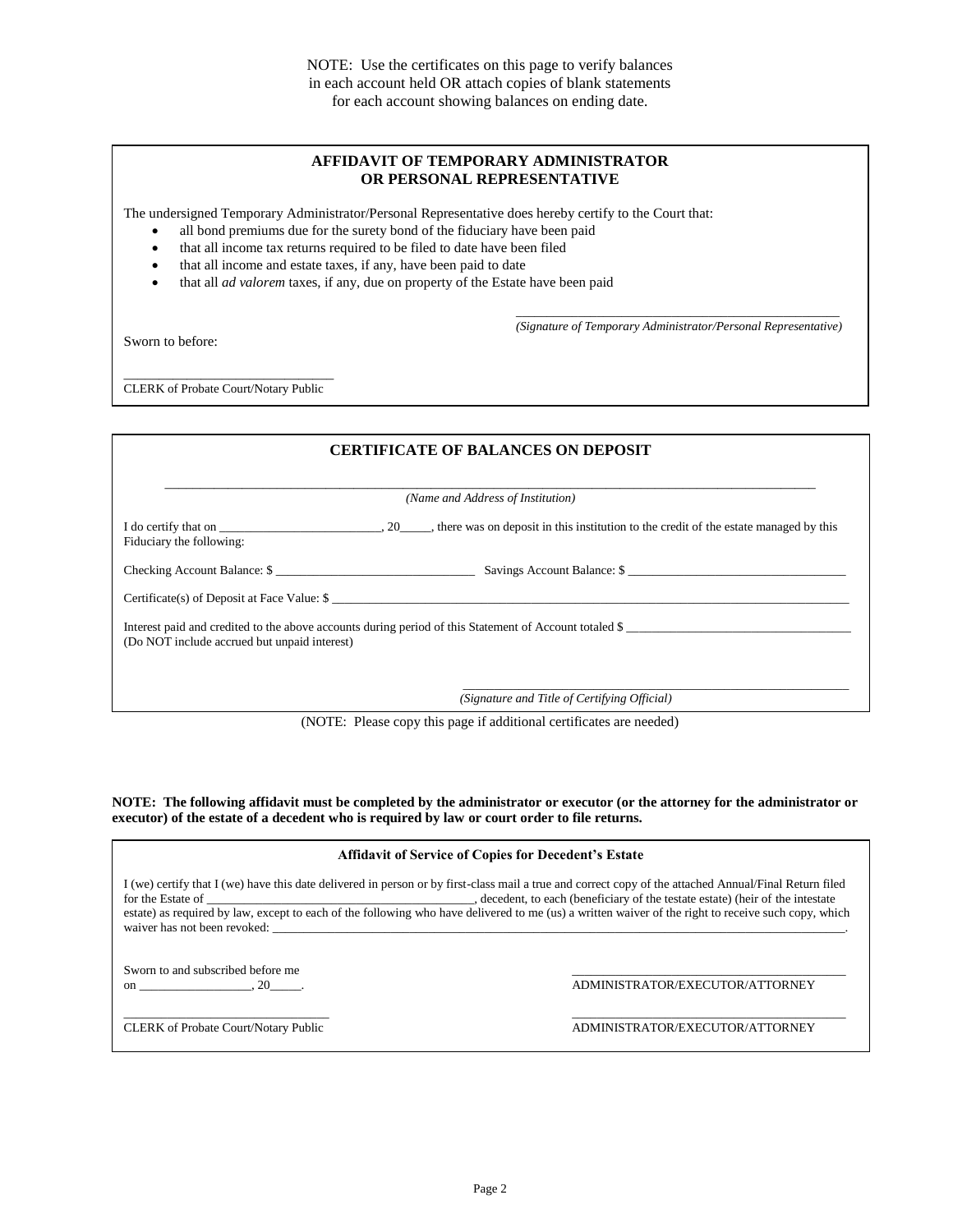NOTE: Use the certificates on this page to verify balances in each account held OR attach copies of blank statements for each account showing balances on ending date.

## AFFIDAVIT OF TEMPORARY ADMINISTRATOR OR PERSONAL REPRESENTATIVE

The undersigned Temporary Administrator/Personal Representative does hereby certify to the Court that:

- all bond premiums due for the surety bond of the fiduciary have been paid
- that all income tax returns required to be filed to date have been filed
- that all income and estate taxes, if any, have been paid to date
- that all *ad valorem* taxes, if any, due on property of the Estate have been paid

_______________________________________________
*(Signature of Temporary Administrator/Personal Representative)*

Sworn to before:

_______________________________
CLERK of Probate Court/Notary Public

## CERTIFICATE OF BALANCES ON DEPOSIT

_______________________________________________________________________________
*(Name and Address of Institution)*

I do certify that on _________________________, 20_____, there was on deposit in this institution to the credit of the estate managed by this Fiduciary the following:

Checking Account Balance: $ _______________________________ Savings Account Balance: $ __________________________________

Certificate(s) of Deposit at Face Value: $ ______________________________________________________________________________

Interest paid and credited to the above accounts during period of this Statement of Account totaled $ __________________________________
(Do NOT include accrued but unpaid interest)

_____________________________________________________________
*(Signature and Title of Certifying Official)*

(NOTE: Please copy this page if additional certificates are needed)

**NOTE: The following affidavit must be completed by the administrator or executor (or the attorney for the administrator or executor) of the estate of a decedent who is required by law or court order to file returns.**

### Affidavit of Service of Copies for Decedent's Estate

I (we) certify that I (we) have this date delivered in person or by first-class mail a true and correct copy of the attached Annual/Final Return filed for the Estate of __________________________________________, decedent, to each (beneficiary of the testate estate) (heir of the intestate estate) as required by law, except to each of the following who have delivered to me (us) a written waiver of the right to receive such copy, which waiver has not been revoked: ____________________________________________________________________________________________.

Sworn to and subscribed before me
on __________________, 20_____.

_______________________________
CLERK of Probate Court/Notary Public

___________________________________________
ADMINISTRATOR/EXECUTOR/ATTORNEY

___________________________________________
ADMINISTRATOR/EXECUTOR/ATTORNEY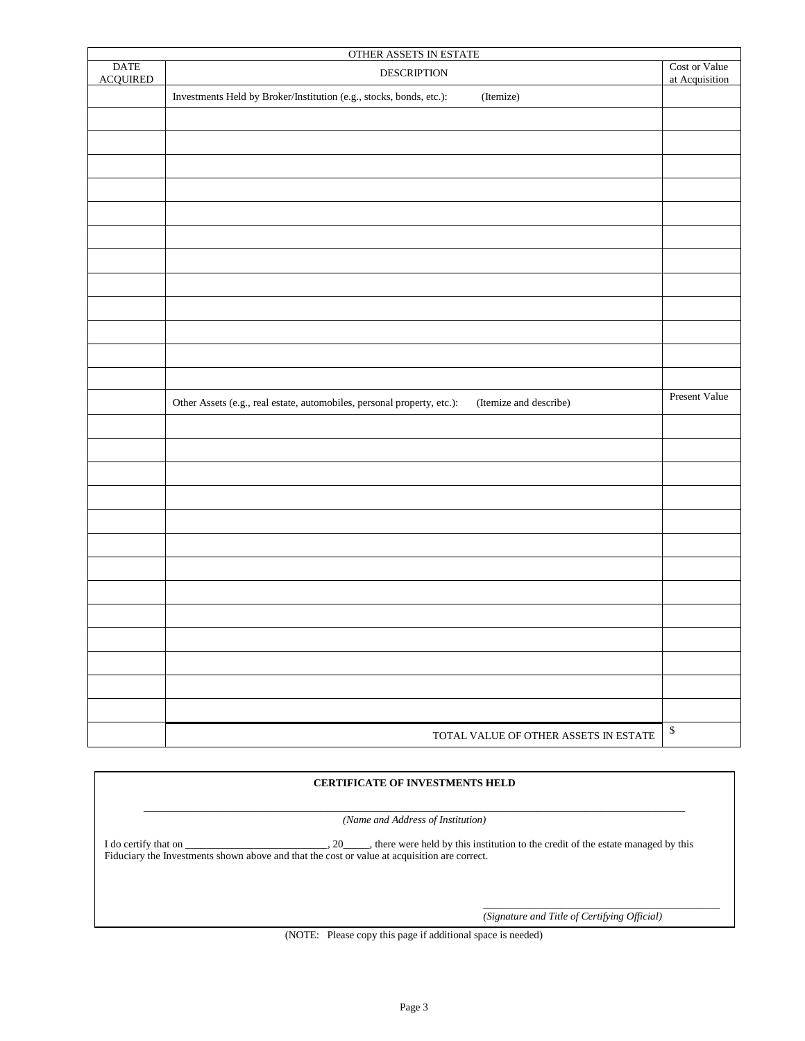| OTHER ASSETS IN ESTATE | | |
|---|---|---|
| DATE ACQUIRED | DESCRIPTION | Cost or Value at Acquisition |
| | Investments Held by Broker/Institution (e.g., stocks, bonds, etc.): (Itemize) | |
| | | |
| | | |
| | | |
| | | |
| | | |
| | | |
| | | |
| | | |
| | | |
| | | |
| | | |
| | | |
| | Other Assets (e.g., real estate, automobiles, personal property, etc.): (Itemize and describe) | Present Value |
| | | |
| | | |
| | | |
| | | |
| | | |
| | | |
| | | |
| | | |
| | | |
| | | |
| | | |
| | | |
| | | |
| | TOTAL VALUE OF OTHER ASSETS IN ESTATE | $ |

**CERTIFICATE OF INVESTMENTS HELD**

_______________________________________________________________

*(Name and Address of Institution)*

I do certify that on ___________________________, 20_____, there were held by this institution to the credit of the estate managed by this Fiduciary the Investments shown above and that the cost or value at acquisition are correct.

_______________________________________

*(Signature and Title of Certifying Official)*

(NOTE: Please copy this page if additional space is needed)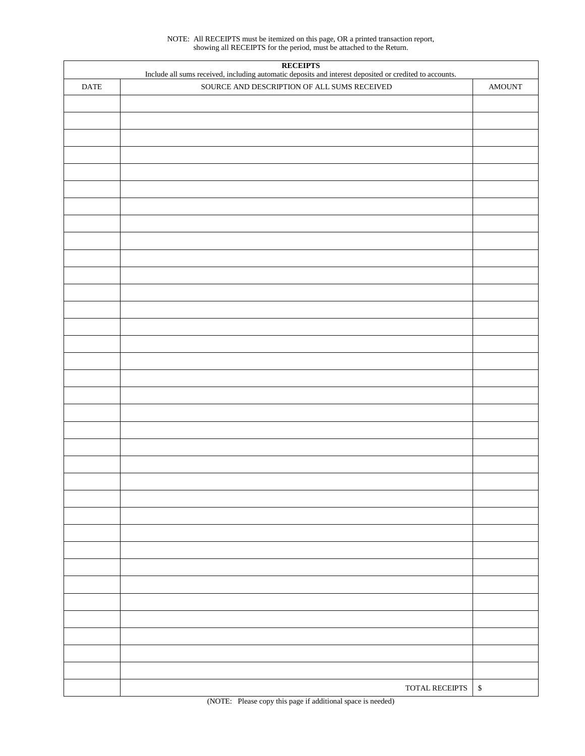NOTE: All RECEIPTS must be itemized on this page, OR a printed transaction report, showing all RECEIPTS for the period, must be attached to the Return.

| **RECEIPTS**<br>Include all sums received, including automatic deposits and interest deposited or credited to accounts. | | |
|---|---|---|
| DATE | SOURCE AND DESCRIPTION OF ALL SUMS RECEIVED | AMOUNT |
| | | |
| | | |
| | | |
| | | |
| | | |
| | | |
| | | |
| | | |
| | | |
| | | |
| | | |
| | | |
| | | |
| | | |
| | | |
| | | |
| | | |
| | | |
| | | |
| | | |
| | | |
| | | |
| | | |
| | | |
| | | |
| | | |
| | | |
| | | |
| | | |
| | | |
| | | |
| | | |
| | | |
| | | |
| | | |
| | TOTAL RECEIPTS | $ |

(NOTE: Please copy this page if additional space is needed)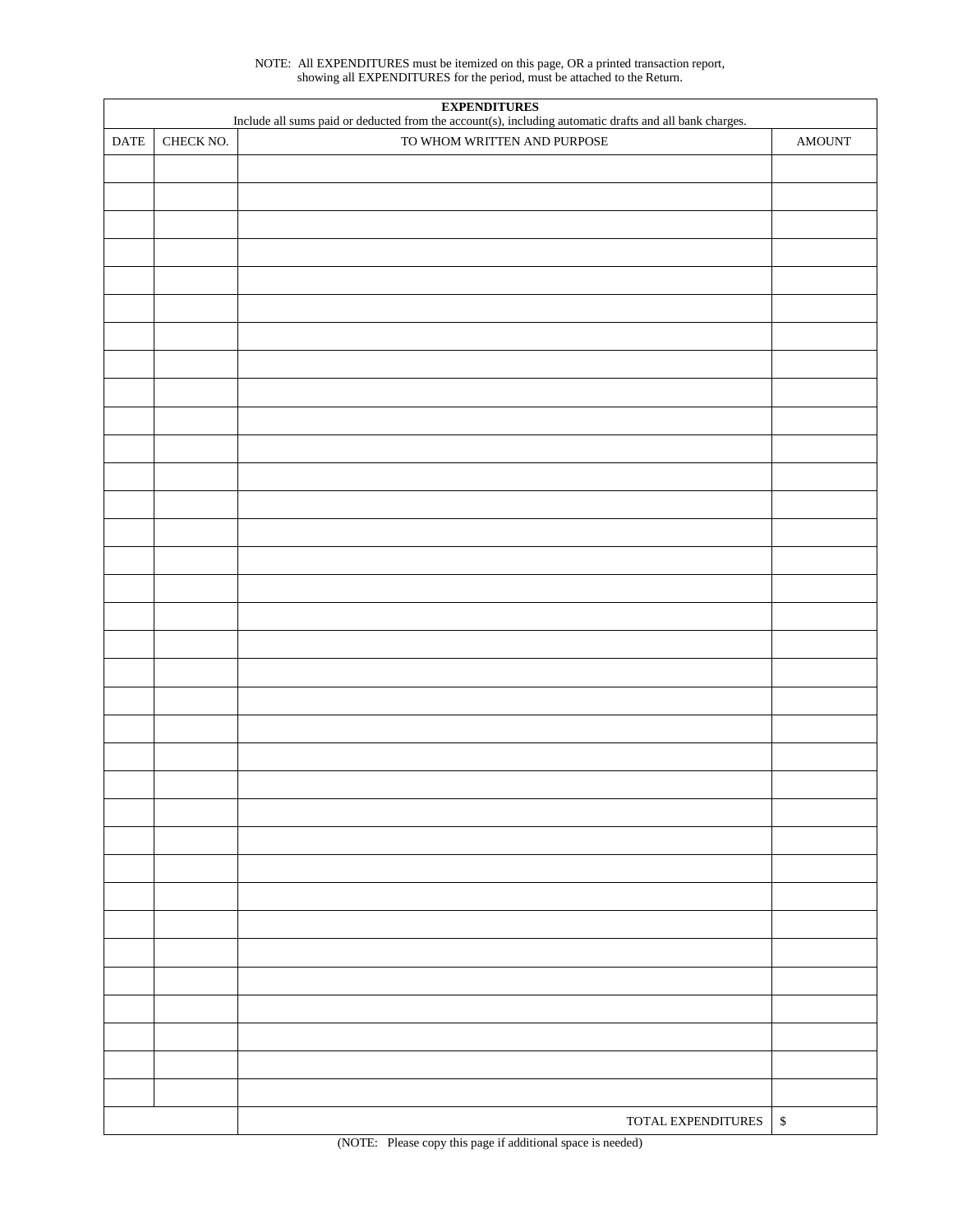NOTE: All EXPENDITURES must be itemized on this page, OR a printed transaction report, showing all EXPENDITURES for the period, must be attached to the Return.

**EXPENDITURES**

Include all sums paid or deducted from the account(s), including automatic drafts and all bank charges.

| DATE | CHECK NO. | TO WHOM WRITTEN AND PURPOSE | AMOUNT |
|---|---|---|---|
| | | | |
| | | | |
| | | | |
| | | | |
| | | | |
| | | | |
| | | | |
| | | | |
| | | | |
| | | | |
| | | | |
| | | | |
| | | | |
| | | | |
| | | | |
| | | | |
| | | | |
| | | | |
| | | | |
| | | | |
| | | | |
| | | | |
| | | | |
| | | | |
| | | | |
| | | | |
| | | | |
| | | | |
| | | | |
| | | | |
| | | | |
| | | | |
| | | | |
| | | | |
| | | TOTAL EXPENDITURES | $ |

(NOTE: Please copy this page if additional space is needed)